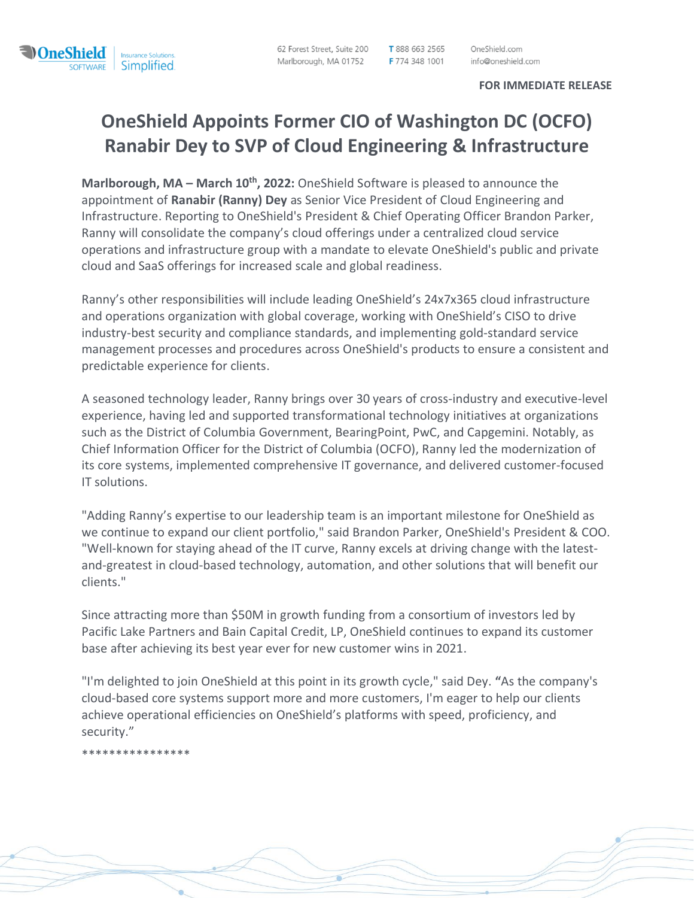OneShield SOFTWARE | Insurance Solutions. Simplified.

62 Forest Street, Suite 200
Marlborough, MA 01752

T 888 663 2565
F 774 348 1001

OneShield.com
info@oneshield.com

**FOR IMMEDIATE RELEASE**

# OneShield Appoints Former CIO of Washington DC (OCFO) Ranabir Dey to SVP of Cloud Engineering & Infrastructure

**Marlborough, MA – March 10th, 2022:** OneShield Software is pleased to announce the appointment of **Ranabir (Ranny) Dey** as Senior Vice President of Cloud Engineering and Infrastructure. Reporting to OneShield's President & Chief Operating Officer Brandon Parker, Ranny will consolidate the company's cloud offerings under a centralized cloud service operations and infrastructure group with a mandate to elevate OneShield's public and private cloud and SaaS offerings for increased scale and global readiness.

Ranny's other responsibilities will include leading OneShield's 24x7x365 cloud infrastructure and operations organization with global coverage, working with OneShield's CISO to drive industry-best security and compliance standards, and implementing gold-standard service management processes and procedures across OneShield's products to ensure a consistent and predictable experience for clients.

A seasoned technology leader, Ranny brings over 30 years of cross-industry and executive-level experience, having led and supported transformational technology initiatives at organizations such as the District of Columbia Government, BearingPoint, PwC, and Capgemini. Notably, as Chief Information Officer for the District of Columbia (OCFO), Ranny led the modernization of its core systems, implemented comprehensive IT governance, and delivered customer-focused IT solutions.

"Adding Ranny's expertise to our leadership team is an important milestone for OneShield as we continue to expand our client portfolio," said Brandon Parker, OneShield's President & COO. "Well-known for staying ahead of the IT curve, Ranny excels at driving change with the latest-and-greatest in cloud-based technology, automation, and other solutions that will benefit our clients."

Since attracting more than $50M in growth funding from a consortium of investors led by Pacific Lake Partners and Bain Capital Credit, LP, OneShield continues to expand its customer base after achieving its best year ever for new customer wins in 2021.

"I'm delighted to join OneShield at this point in its growth cycle," said Dey. "As the company's cloud-based core systems support more and more customers, I'm eager to help our clients achieve operational efficiencies on OneShield's platforms with speed, proficiency, and security."

****************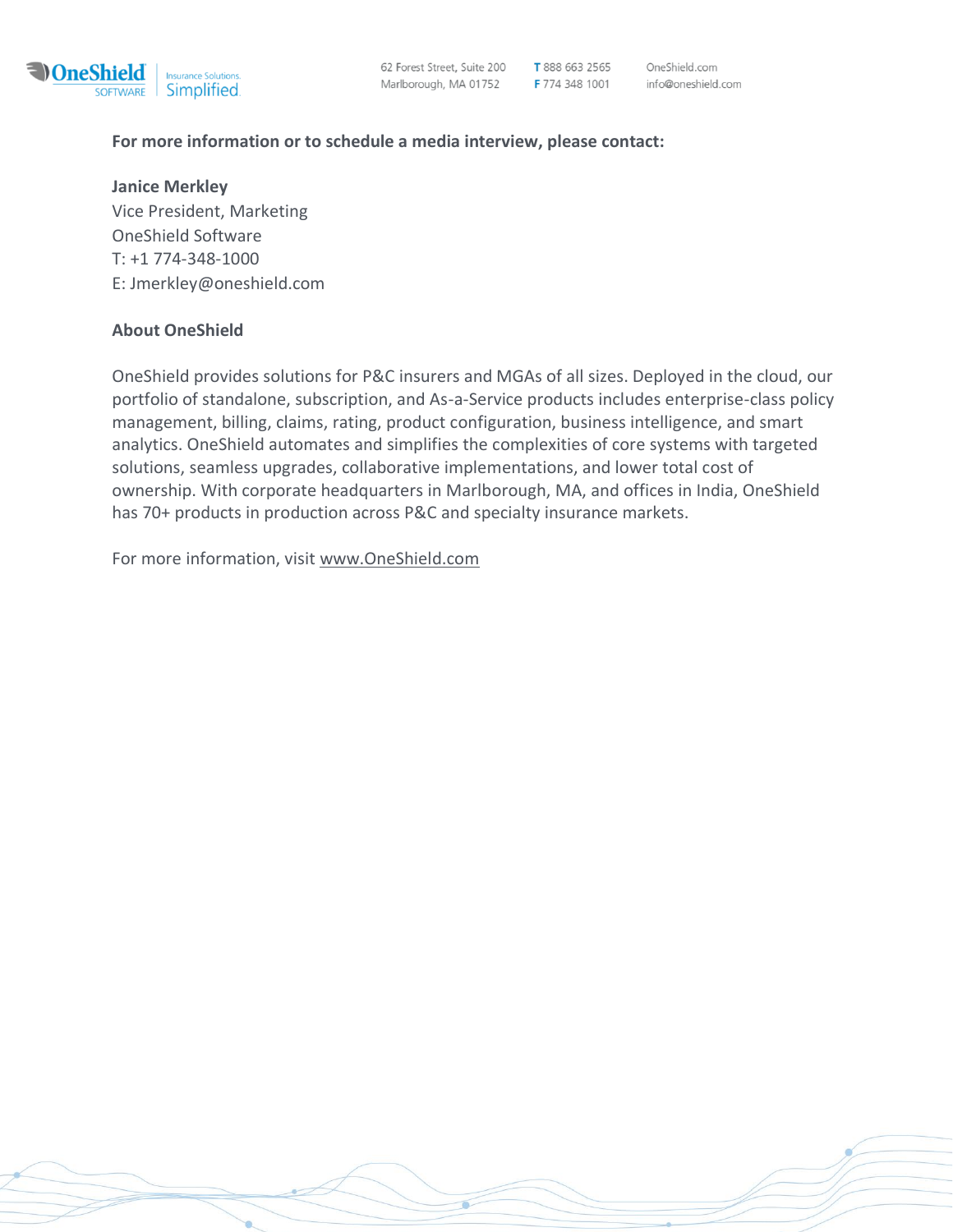**For more information or to schedule a media interview, please contact:**

**Janice Merkley**
Vice President, Marketing
OneShield Software
T: +1 774-348-1000
E: Jmerkley@oneshield.com

**About OneShield**

OneShield provides solutions for P&C insurers and MGAs of all sizes. Deployed in the cloud, our portfolio of standalone, subscription, and As-a-Service products includes enterprise-class policy management, billing, claims, rating, product configuration, business intelligence, and smart analytics. OneShield automates and simplifies the complexities of core systems with targeted solutions, seamless upgrades, collaborative implementations, and lower total cost of ownership. With corporate headquarters in Marlborough, MA, and offices in India, OneShield has 70+ products in production across P&C and specialty insurance markets.

For more information, visit www.OneShield.com